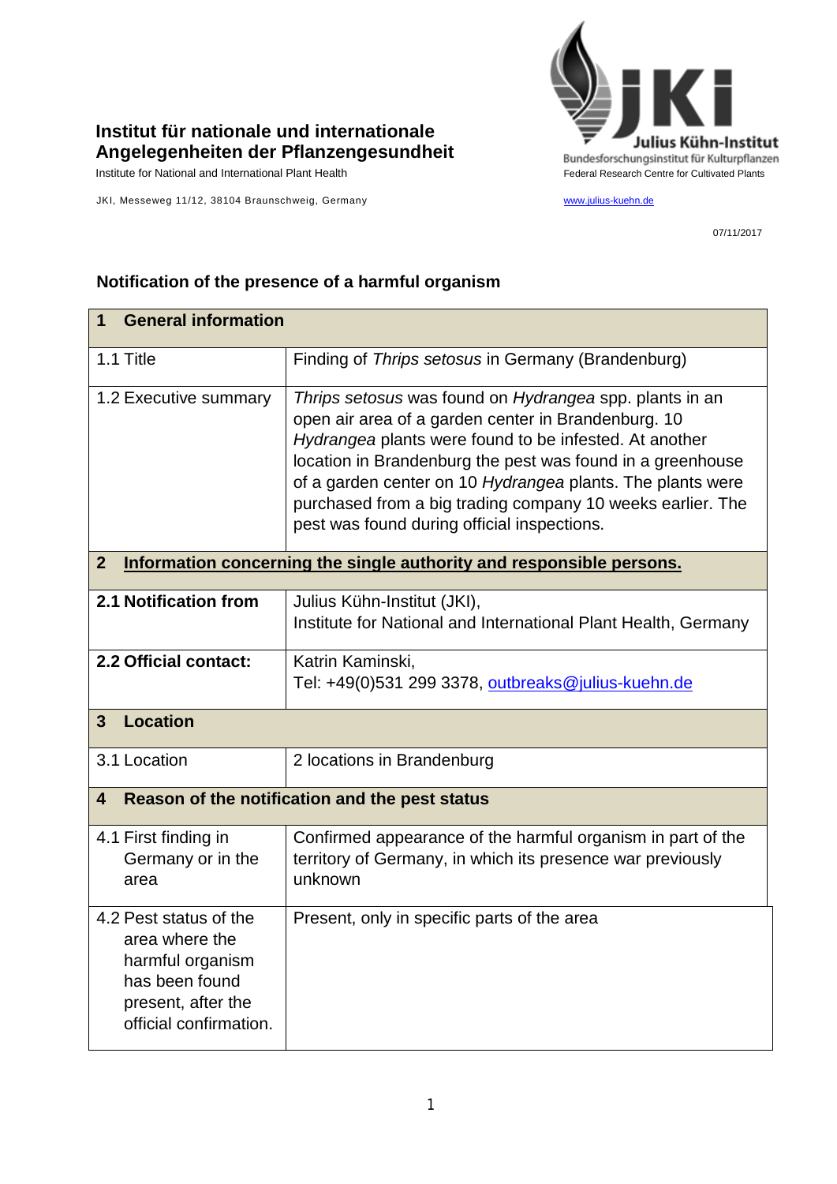**Institut für nationale und internationale Angelegenheiten der Pflanzengesundheit**

Institute for National and International Plant Health

JKI, Messeweg 11/12, 38104 Braunschweig, Germany

Julius Kühn-Institut
Bundesforschungsinstitut für Kulturpflanzen
Federal Research Centre for Cultivated Plants

www.julius-kuehn.de

07/11/2017

## Notification of the presence of a harmful organism

| **1 General information** | |
|---|---|
| 1.1 Title | Finding of *Thrips setosus* in Germany (Brandenburg) |
| 1.2 Executive summary | *Thrips setosus* was found on *Hydrangea* spp. plants in an open air area of a garden center in Brandenburg. 10 *Hydrangea* plants were found to be infested. At another location in Brandenburg the pest was found in a greenhouse of a garden center on 10 *Hydrangea* plants. The plants were purchased from a big trading company 10 weeks earlier. The pest was found during official inspections. |
| **2 Information concerning the single authority and responsible persons.** | |
| **2.1 Notification from** | Julius Kühn-Institut (JKI), Institute for National and International Plant Health, Germany |
| **2.2 Official contact:** | Katrin Kaminski, Tel: +49(0)531 299 3378, outbreaks@julius-kuehn.de |
| **3 Location** | |
| 3.1 Location | 2 locations in Brandenburg |
| **4 Reason of the notification and the pest status** | |
| 4.1 First finding in Germany or in the area | Confirmed appearance of the harmful organism in part of the territory of Germany, in which its presence war previously unknown |
| 4.2 Pest status of the area where the harmful organism has been found present, after the official confirmation. | Present, only in specific parts of the area |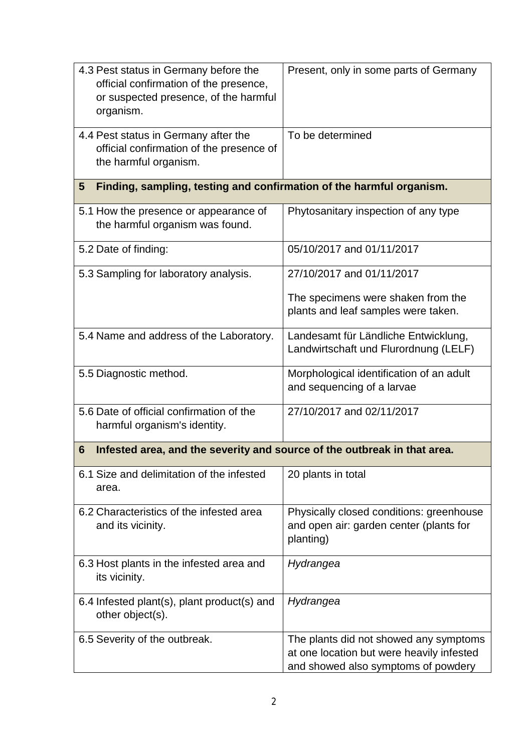| | |
|---|---|
| 4.3 Pest status in Germany before the official confirmation of the presence, or suspected presence, of the harmful organism. | Present, only in some parts of Germany |
| 4.4 Pest status in Germany after the official confirmation of the presence of the harmful organism. | To be determined |
| **5 Finding, sampling, testing and confirmation of the harmful organism.** | |
| 5.1 How the presence or appearance of the harmful organism was found. | Phytosanitary inspection of any type |
| 5.2 Date of finding: | 05/10/2017 and 01/11/2017 |
| 5.3 Sampling for laboratory analysis. | 27/10/2017 and 01/11/2017<br><br>The specimens were shaken from the plants and leaf samples were taken. |
| 5.4 Name and address of the Laboratory. | Landesamt für Ländliche Entwicklung, Landwirtschaft und Flurordnung (LELF) |
| 5.5 Diagnostic method. | Morphological identification of an adult and sequencing of a larvae |
| 5.6 Date of official confirmation of the harmful organism's identity. | 27/10/2017 and 02/11/2017 |
| **6 Infested area, and the severity and source of the outbreak in that area.** | |
| 6.1 Size and delimitation of the infested area. | 20 plants in total |
| 6.2 Characteristics of the infested area and its vicinity. | Physically closed conditions: greenhouse and open air: garden center (plants for planting) |
| 6.3 Host plants in the infested area and its vicinity. | *Hydrangea* |
| 6.4 Infested plant(s), plant product(s) and other object(s). | *Hydrangea* |
| 6.5 Severity of the outbreak. | The plants did not showed any symptoms at one location but were heavily infested and showed also symptoms of powdery |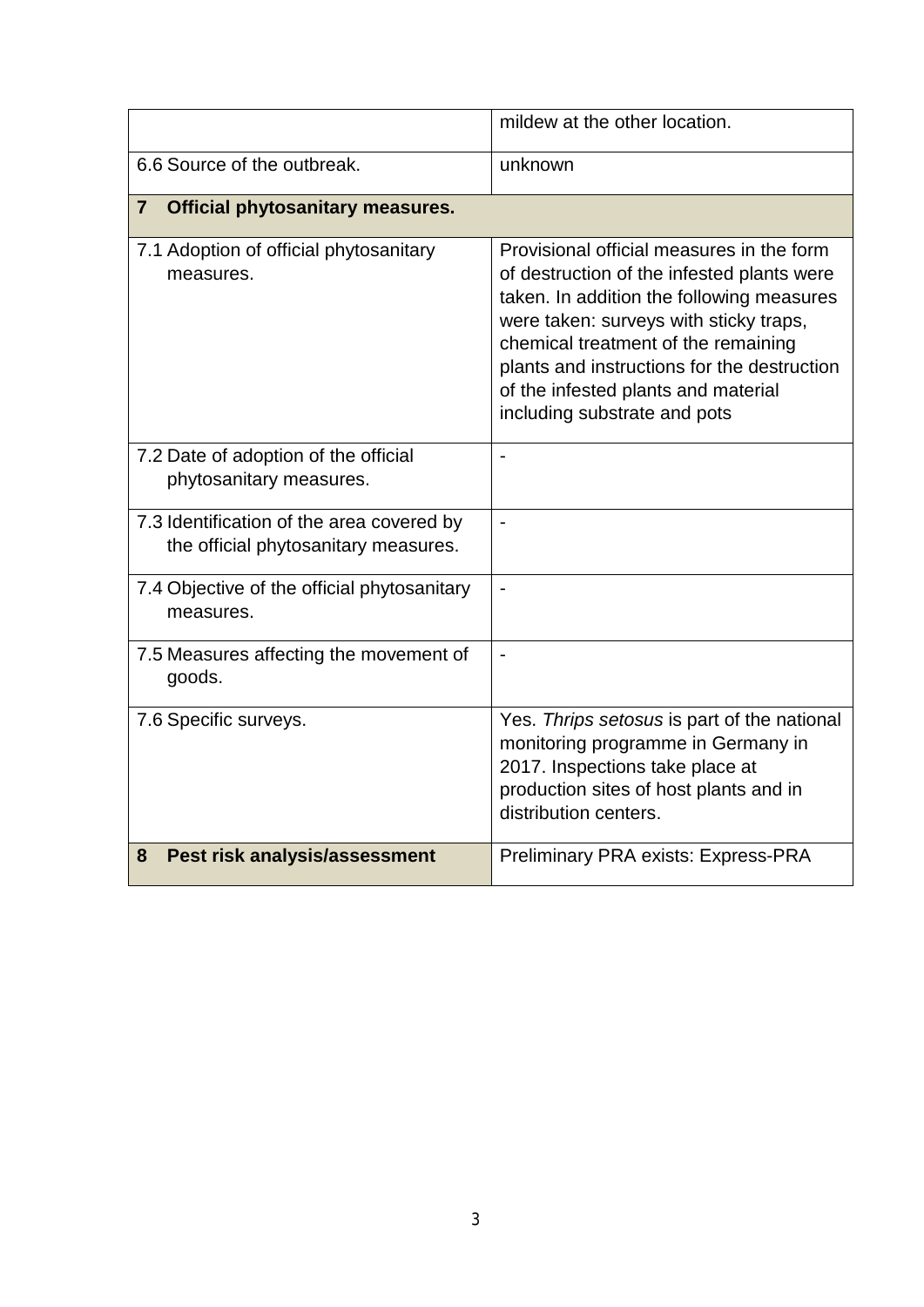| | |
|---|---|
| | mildew at the other location. |
| 6.6 Source of the outbreak. | unknown |
| **7 Official phytosanitary measures.** | |
| 7.1 Adoption of official phytosanitary measures. | Provisional official measures in the form of destruction of the infested plants were taken. In addition the following measures were taken: surveys with sticky traps, chemical treatment of the remaining plants and instructions for the destruction of the infested plants and material including substrate and pots |
| 7.2 Date of adoption of the official phytosanitary measures. | - |
| 7.3 Identification of the area covered by the official phytosanitary measures. | - |
| 7.4 Objective of the official phytosanitary measures. | - |
| 7.5 Measures affecting the movement of goods. | - |
| 7.6 Specific surveys. | Yes. *Thrips setosus* is part of the national monitoring programme in Germany in 2017. Inspections take place at production sites of host plants and in distribution centers. |
| **8 Pest risk analysis/assessment** | Preliminary PRA exists: Express-PRA |